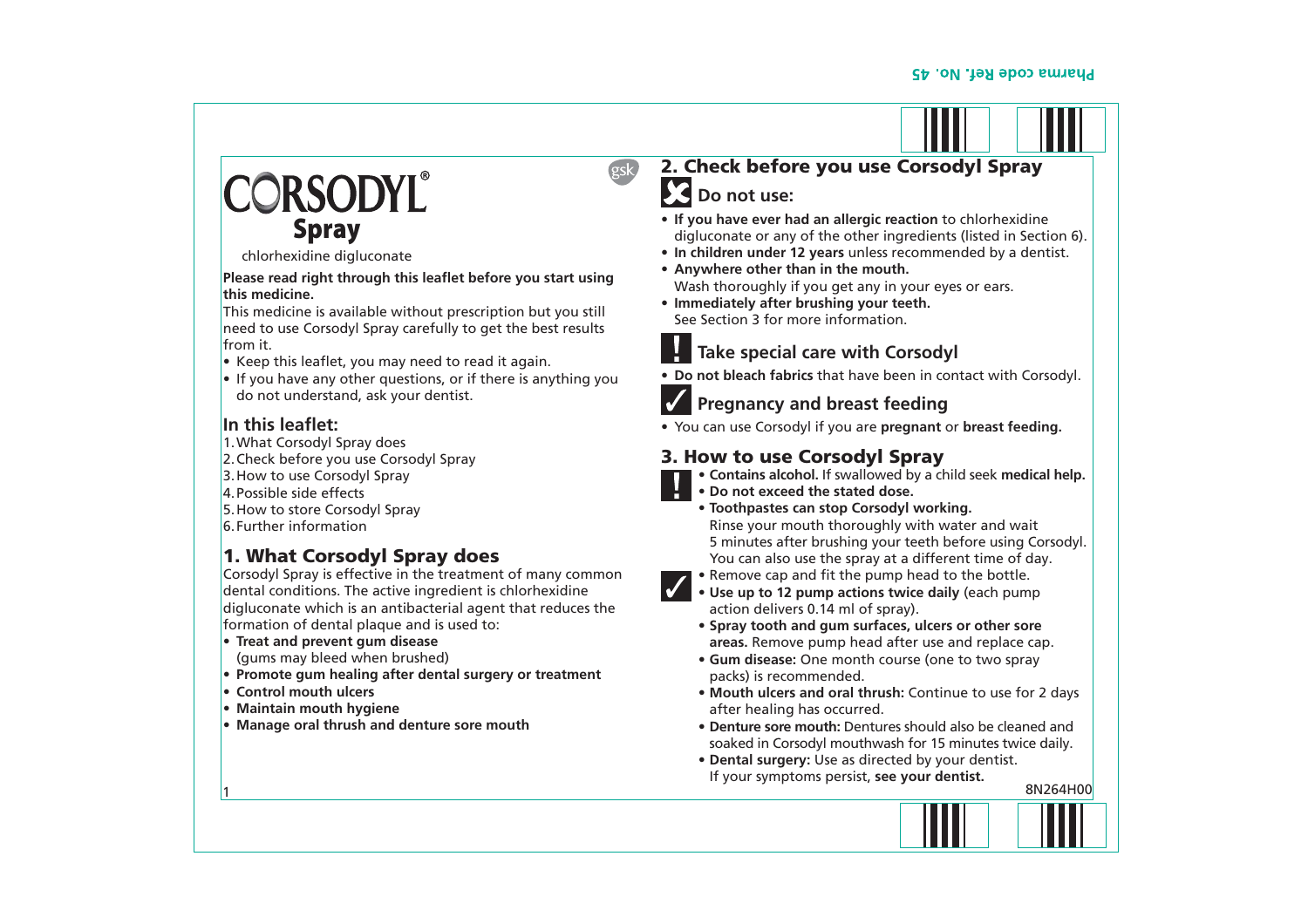# CORSODYL® Spray

chlorhexidine digluconate

**Please read right through this leaflet before you start using this medicine.**

This medicine is available without prescription but you still need to use Corsodyl Spray carefully to get the best results from it.

- Keep this leaflet, you may need to read it again.
- If you have any other questions, or if there is anything you do not understand, ask your dentist.

### In this leaflet:

1. What Corsodyl Spray does
2. Check before you use Corsodyl Spray
3. How to use Corsodyl Spray
4. Possible side effects
5. How to store Corsodyl Spray
6. Further information

## 1. What Corsodyl Spray does

Corsodyl Spray is effective in the treatment of many common dental conditions. The active ingredient is chlorhexidine digluconate which is an antibacterial agent that reduces the formation of dental plaque and is used to:

- **Treat and prevent gum disease** (gums may bleed when brushed)
- **Promote gum healing after dental surgery or treatment**
- **Control mouth ulcers**
- **Maintain mouth hygiene**
- **Manage oral thrush and denture sore mouth**

## 2. Check before you use Corsodyl Spray

### Do not use:

- **If you have ever had an allergic reaction** to chlorhexidine digluconate or any of the other ingredients (listed in Section 6).
- **In children under 12 years** unless recommended by a dentist.
- **Anywhere other than in the mouth.** Wash thoroughly if you get any in your eyes or ears.
- **Immediately after brushing your teeth.** See Section 3 for more information.

### Take special care with Corsodyl

- **Do not bleach fabrics** that have been in contact with Corsodyl.

### Pregnancy and breast feeding

- You can use Corsodyl if you are **pregnant** or **breast feeding.**

## 3. How to use Corsodyl Spray

- **Contains alcohol.** If swallowed by a child seek **medical help.**
- **Do not exceed the stated dose.**
- **Toothpastes can stop Corsodyl working.** Rinse your mouth thoroughly with water and wait 5 minutes after brushing your teeth before using Corsodyl. You can also use the spray at a different time of day.

- Remove cap and fit the pump head to the bottle.
- **Use up to 12 pump actions twice daily** (each pump action delivers 0.14 ml of spray).
- **Spray tooth and gum surfaces, ulcers or other sore areas.** Remove pump head after use and replace cap.
- **Gum disease:** One month course (one to two spray packs) is recommended.
- **Mouth ulcers and oral thrush:** Continue to use for 2 days after healing has occurred.
- **Denture sore mouth:** Dentures should also be cleaned and soaked in Corsodyl mouthwash for 15 minutes twice daily.
- **Dental surgery:** Use as directed by your dentist.

If your symptoms persist, **see your dentist.**

8N264H00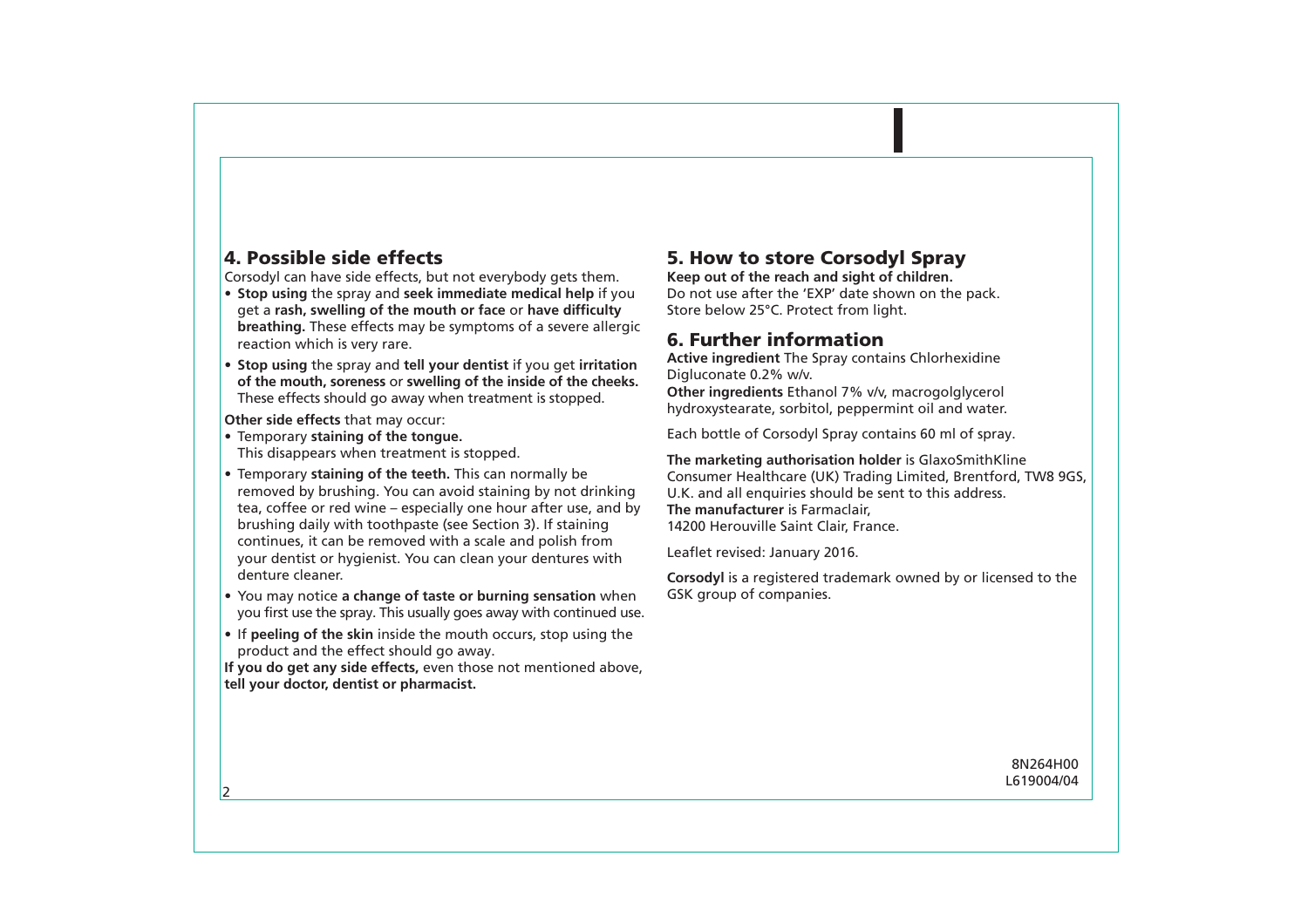## 4. Possible side effects

Corsodyl can have side effects, but not everybody gets them.

- **Stop using** the spray and **seek immediate medical help** if you get a **rash, swelling of the mouth or face** or **have difficulty breathing.** These effects may be symptoms of a severe allergic reaction which is very rare.
- **Stop using** the spray and **tell your dentist** if you get **irritation of the mouth, soreness** or **swelling of the inside of the cheeks.** These effects should go away when treatment is stopped.

**Other side effects** that may occur:

- Temporary **staining of the tongue.** This disappears when treatment is stopped.
- Temporary **staining of the teeth.** This can normally be removed by brushing. You can avoid staining by not drinking tea, coffee or red wine – especially one hour after use, and by brushing daily with toothpaste (see Section 3). If staining continues, it can be removed with a scale and polish from your dentist or hygienist. You can clean your dentures with denture cleaner.
- You may notice **a change of taste or burning sensation** when you first use the spray. This usually goes away with continued use.
- If **peeling of the skin** inside the mouth occurs, stop using the product and the effect should go away.

**If you do get any side effects,** even those not mentioned above, **tell your doctor, dentist or pharmacist.**

## 5. How to store Corsodyl Spray

**Keep out of the reach and sight of children.**
Do not use after the 'EXP' date shown on the pack.
Store below 25°C. Protect from light.

## 6. Further information

**Active ingredient** The Spray contains Chlorhexidine Digluconate 0.2% w/v.
**Other ingredients** Ethanol 7% v/v, macrogolglycerol hydroxystearate, sorbitol, peppermint oil and water.

Each bottle of Corsodyl Spray contains 60 ml of spray.

**The marketing authorisation holder** is GlaxoSmithKline Consumer Healthcare (UK) Trading Limited, Brentford, TW8 9GS, U.K. and all enquiries should be sent to this address.
**The manufacturer** is Farmaclair,
14200 Herouville Saint Clair, France.

Leaflet revised: January 2016.

**Corsodyl** is a registered trademark owned by or licensed to the GSK group of companies.

8N264H00
L619004/04